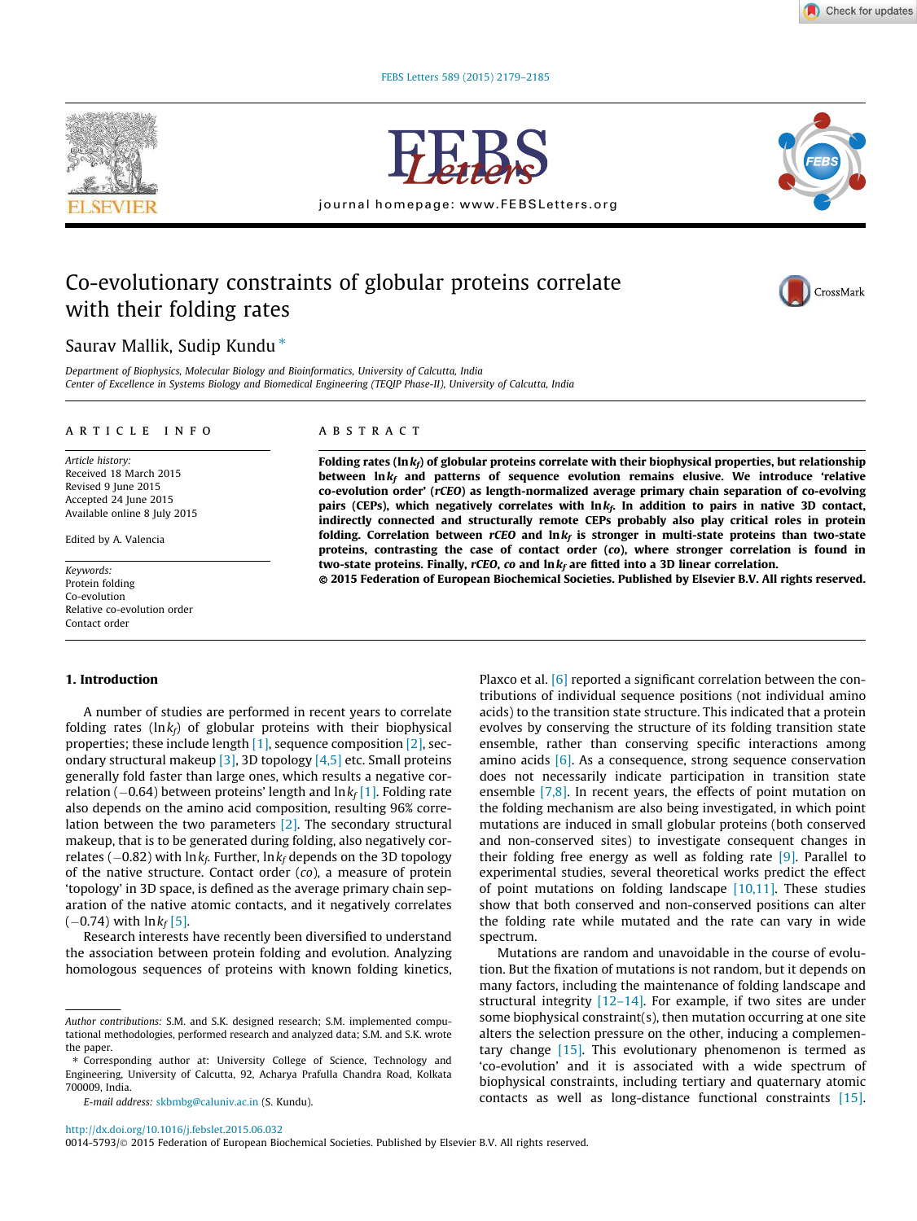# Co-evolutionary constraints of globular proteins correlate with their folding rates

Saurav Mallik, Sudip Kundu *

Department of Biophysics, Molecular Biology and Bioinformatics, University of Calcutta, India
Center of Excellence in Systems Biology and Biomedical Engineering (TEQIP Phase-II), University of Calcutta, India

## ARTICLE INFO

*Article history:*
Received 18 March 2015
Revised 9 June 2015
Accepted 24 June 2015
Available online 8 July 2015

Edited by A. Valencia

*Keywords:*
Protein folding
Co-evolution
Relative co-evolution order
Contact order

## ABSTRACT

**Folding rates ($\ln k_f$) of globular proteins correlate with their biophysical properties, but relationship between $\ln k_f$ and patterns of sequence evolution remains elusive. We introduce 'relative co-evolution order' (*rCEO*) as length-normalized average primary chain separation of co-evolving pairs (CEPs), which negatively correlates with $\ln k_f$. In addition to pairs in native 3D contact, indirectly connected and structurally remote CEPs probably also play critical roles in protein folding. Correlation between *rCEO* and $\ln k_f$ is stronger in multi-state proteins than two-state proteins, contrasting the case of contact order (*co*), where stronger correlation is found in two-state proteins. Finally, *rCEO*, *co* and $\ln k_f$ are fitted into a 3D linear correlation.**

**© 2015 Federation of European Biochemical Societies. Published by Elsevier B.V. All rights reserved.**

## 1. Introduction

A number of studies are performed in recent years to correlate folding rates ($\ln k_f$) of globular proteins with their biophysical properties; these include length [1], sequence composition [2], secondary structural makeup [3], 3D topology [4,5] etc. Small proteins generally fold faster than large ones, which results a negative correlation (−0.64) between proteins' length and $\ln k_f$ [1]. Folding rate also depends on the amino acid composition, resulting 96% correlation between the two parameters [2]. The secondary structural makeup, that is to be generated during folding, also negatively correlates (−0.82) with $\ln k_f$. Further, $\ln k_f$ depends on the 3D topology of the native structure. Contact order (*co*), a measure of protein 'topology' in 3D space, is defined as the average primary chain separation of the native atomic contacts, and it negatively correlates (−0.74) with $\ln k_f$ [5].

Research interests have recently been diversified to understand the association between protein folding and evolution. Analyzing homologous sequences of proteins with known folding kinetics, Plaxco et al. [6] reported a significant correlation between the contributions of individual sequence positions (not individual amino acids) to the transition state structure. This indicated that a protein evolves by conserving the structure of its folding transition state ensemble, rather than conserving specific interactions among amino acids [6]. As a consequence, strong sequence conservation does not necessarily indicate participation in transition state ensemble [7,8]. In recent years, the effects of point mutation on the folding mechanism are also being investigated, in which point mutations are induced in small globular proteins (both conserved and non-conserved sites) to investigate consequent changes in their folding free energy as well as folding rate [9]. Parallel to experimental studies, several theoretical works predict the effect of point mutations on folding landscape [10,11]. These studies show that both conserved and non-conserved positions can alter the folding rate while mutated and the rate can vary in wide spectrum.

Mutations are random and unavoidable in the course of evolution. But the fixation of mutations is not random, but it depends on many factors, including the maintenance of folding landscape and structural integrity [12–14]. For example, if two sites are under some biophysical constraint(s), then mutation occurring at one site alters the selection pressure on the other, inducing a complementary change [15]. This evolutionary phenomenon is termed as 'co-evolution' and it is associated with a wide spectrum of biophysical constraints, including tertiary and quaternary atomic contacts as well as long-distance functional constraints [15].

*Author contributions:* S.M. and S.K. designed research; S.M. implemented computational methodologies, performed research and analyzed data; S.M. and S.K. wrote the paper.

* Corresponding author at: University College of Science, Technology and Engineering, University of Calcutta, 92, Acharya Prafulla Chandra Road, Kolkata 700009, India.

*E-mail address:* skbmbg@caluniv.ac.in (S. Kundu).

http://dx.doi.org/10.1016/j.febslet.2015.06.032
0014-5793/© 2015 Federation of European Biochemical Societies. Published by Elsevier B.V. All rights reserved.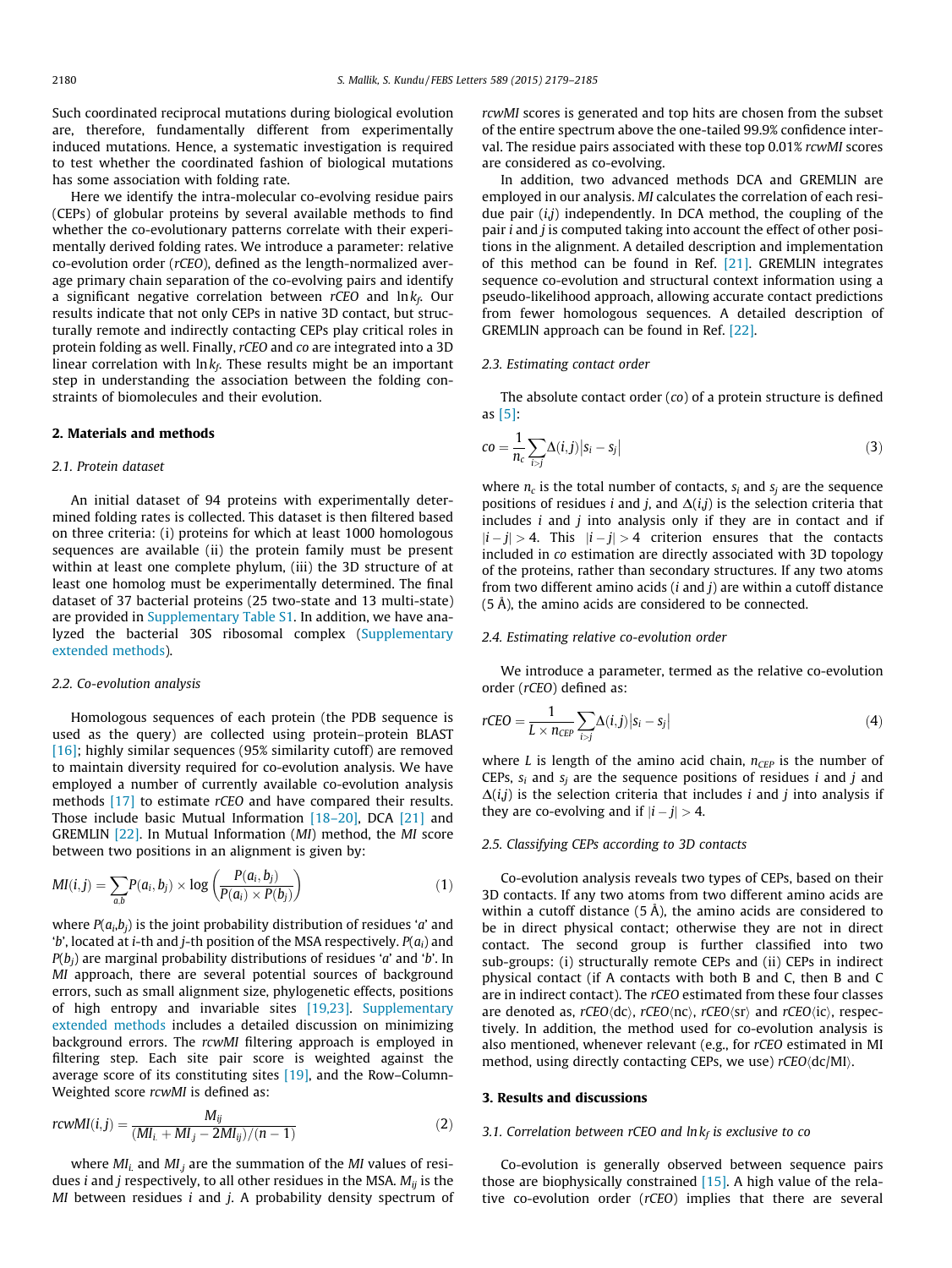Such coordinated reciprocal mutations during biological evolution are, therefore, fundamentally different from experimentally induced mutations. Hence, a systematic investigation is required to test whether the coordinated fashion of biological mutations has some association with folding rate.

Here we identify the intra-molecular co-evolving residue pairs (CEPs) of globular proteins by several available methods to find whether the co-evolutionary patterns correlate with their experimentally derived folding rates. We introduce a parameter: relative co-evolution order (*rCEO*), defined as the length-normalized average primary chain separation of the co-evolving pairs and identify a significant negative correlation between *rCEO* and $\ln k_f$. Our results indicate that not only CEPs in native 3D contact, but structurally remote and indirectly contacting CEPs play critical roles in protein folding as well. Finally, *rCEO* and *co* are integrated into a 3D linear correlation with $\ln k_f$. These results might be an important step in understanding the association between the folding constraints of biomolecules and their evolution.

## 2. Materials and methods

### 2.1. Protein dataset

An initial dataset of 94 proteins with experimentally determined folding rates is collected. This dataset is then filtered based on three criteria: (i) proteins for which at least 1000 homologous sequences are available (ii) the protein family must be present within at least one complete phylum, (iii) the 3D structure of at least one homolog must be experimentally determined. The final dataset of 37 bacterial proteins (25 two-state and 13 multi-state) are provided in Supplementary Table S1. In addition, we have analyzed the bacterial 30S ribosomal complex (Supplementary extended methods).

### 2.2. Co-evolution analysis

Homologous sequences of each protein (the PDB sequence is used as the query) are collected using protein–protein BLAST [16]; highly similar sequences (95% similarity cutoff) are removed to maintain diversity required for co-evolution analysis. We have employed a number of currently available co-evolution analysis methods [17] to estimate *rCEO* and have compared their results. Those include basic Mutual Information [18–20], DCA [21] and GREMLIN [22]. In Mutual Information (*MI*) method, the *MI* score between two positions in an alignment is given by:

$$MI(i,j) = \sum_{a,b} P(a_i, b_j) \times \log\left(\frac{P(a_i, b_j)}{P(a_i) \times P(b_j)}\right) \tag{1}$$

where $P(a_i,b_j)$ is the joint probability distribution of residues '*a*' and '*b*', located at *i*-th and *j*-th position of the MSA respectively. $P(a_i)$ and $P(b_j)$ are marginal probability distributions of residues '*a*' and '*b*'. In *MI* approach, there are several potential sources of background errors, such as small alignment size, phylogenetic effects, positions of high entropy and invariable sites [19,23]. Supplementary extended methods includes a detailed discussion on minimizing background errors. The *rcwMI* filtering approach is employed in filtering step. Each site pair score is weighted against the average score of its constituting sites [19], and the Row–Column-Weighted score *rcwMI* is defined as:

$$rcwMI(i,j) = \frac{M_{ij}}{(MI_{i.} + MI_{.j} - 2MI_{ij})/(n-1)} \tag{2}$$

where $MI_{i.}$ and $MI_{.j}$ are the summation of the *MI* values of residues *i* and *j* respectively, to all other residues in the MSA. $M_{ij}$ is the *MI* between residues *i* and *j*. A probability density spectrum of *rcwMI* scores is generated and top hits are chosen from the subset of the entire spectrum above the one-tailed 99.9% confidence interval. The residue pairs associated with these top 0.01% *rcwMI* scores are considered as co-evolving.

In addition, two advanced methods DCA and GREMLIN are employed in our analysis. *MI* calculates the correlation of each residue pair $(i,j)$ independently. In DCA method, the coupling of the pair *i* and *j* is computed taking into account the effect of other positions in the alignment. A detailed description and implementation of this method can be found in Ref. [21]. GREMLIN integrates sequence co-evolution and structural context information using a pseudo-likelihood approach, allowing accurate contact predictions from fewer homologous sequences. A detailed description of GREMLIN approach can be found in Ref. [22].

### 2.3. Estimating contact order

The absolute contact order (*co*) of a protein structure is defined as [5]:

$$co = \frac{1}{n_c}\sum_{i>j}\Delta(i,j)\left|s_i - s_j\right| \tag{3}$$

where $n_c$ is the total number of contacts, $s_i$ and $s_j$ are the sequence positions of residues *i* and *j*, and $\Delta(i,j)$ is the selection criteria that includes *i* and *j* into analysis only if they are in contact and if $|i-j| > 4$. This $|i-j| > 4$ criterion ensures that the contacts included in *co* estimation are directly associated with 3D topology of the proteins, rather than secondary structures. If any two atoms from two different amino acids (*i* and *j*) are within a cutoff distance (5 Å), the amino acids are considered to be connected.

### 2.4. Estimating relative co-evolution order

We introduce a parameter, termed as the relative co-evolution order (*rCEO*) defined as:

$$rCEO = \frac{1}{L \times n_{CEP}}\sum_{i>j}\Delta(i,j)\left|s_i - s_j\right| \tag{4}$$

where *L* is length of the amino acid chain, $n_{CEP}$ is the number of CEPs, $s_i$ and $s_j$ are the sequence positions of residues *i* and *j* and $\Delta(i,j)$ is the selection criteria that includes *i* and *j* into analysis if they are co-evolving and if $|i-j| > 4$.

### 2.5. Classifying CEPs according to 3D contacts

Co-evolution analysis reveals two types of CEPs, based on their 3D contacts. If any two atoms from two different amino acids are within a cutoff distance (5 Å), the amino acids are considered to be in direct physical contact; otherwise they are not in direct contact. The second group is further classified into two sub-groups: (i) structurally remote CEPs and (ii) CEPs in indirect physical contact (if A contacts with both B and C, then B and C are in indirect contact). The *rCEO* estimated from these four classes are denoted as, *rCEO*⟨dc⟩, *rCEO*⟨nc⟩, *rCEO*⟨sr⟩ and *rCEO*⟨ic⟩, respectively. In addition, the method used for co-evolution analysis is also mentioned, whenever relevant (e.g., for *rCEO* estimated in MI method, using directly contacting CEPs, we use) *rCEO*⟨dc/MI⟩.

## 3. Results and discussions

### 3.1. Correlation between rCEO and $\ln k_f$ is exclusive to co

Co-evolution is generally observed between sequence pairs those are biophysically constrained [15]. A high value of the relative co-evolution order (*rCEO*) implies that there are several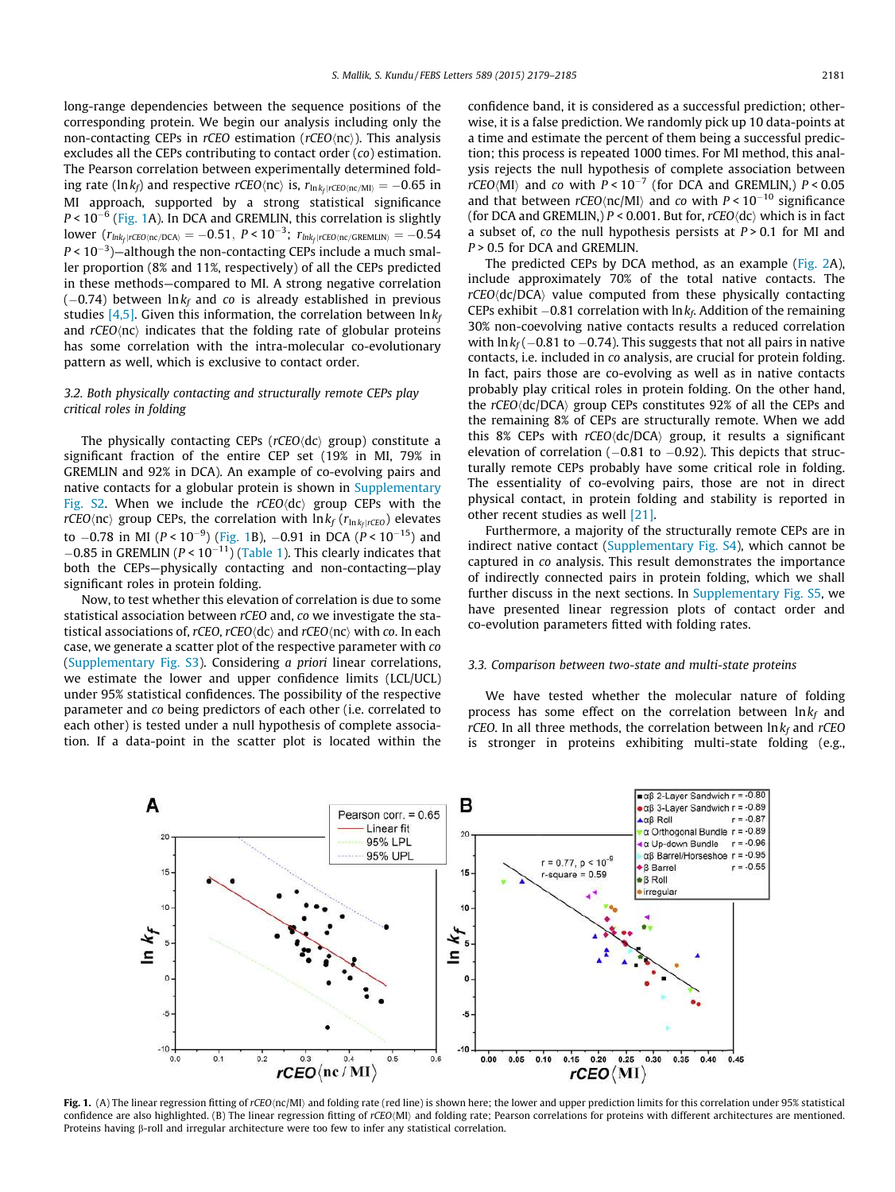long-range dependencies between the sequence positions of the corresponding protein. We begin our analysis including only the non-contacting CEPs in *rCEO* estimation (*rCEO*⟨nc⟩). This analysis excludes all the CEPs contributing to contact order (*co*) estimation. The Pearson correlation between experimentally determined folding rate ($\ln k_f$) and respective *rCEO*⟨nc⟩ is, $r_{\ln k_f|rCEO\langle nc/MI\rangle} = -0.65$ in MI approach, supported by a strong statistical significance $P < 10^{-6}$ (Fig. 1A). In DCA and GREMLIN, this correlation is slightly lower ($r_{\ln k_f|rCEO\langle nc/DCA\rangle} = -0.51$, $P < 10^{-3}$; $r_{\ln k_f|rCEO\langle nc/GREMLIN\rangle} = -0.54$ $P < 10^{-3}$)—although the non-contacting CEPs include a much smaller proportion (8% and 11%, respectively) of all the CEPs predicted in these methods—compared to MI. A strong negative correlation (−0.74) between $\ln k_f$ and *co* is already established in previous studies [4,5]. Given this information, the correlation between $\ln k_f$ and *rCEO*⟨nc⟩ indicates that the folding rate of globular proteins has some correlation with the intra-molecular co-evolutionary pattern as well, which is exclusive to contact order.

### 3.2. Both physically contacting and structurally remote CEPs play critical roles in folding

The physically contacting CEPs (*rCEO*⟨dc⟩ group) constitute a significant fraction of the entire CEP set (19% in MI, 79% in GREMLIN and 92% in DCA). An example of co-evolving pairs and native contacts for a globular protein is shown in Supplementary Fig. S2. When we include the *rCEO*⟨dc⟩ group CEPs with the *rCEO*⟨nc⟩ group CEPs, the correlation with $\ln k_f$ ($r_{\ln k_f|rCEO}$) elevates to −0.78 in MI ($P < 10^{-9}$) (Fig. 1B), −0.91 in DCA ($P < 10^{-15}$) and −0.85 in GREMLIN ($P < 10^{-11}$) (Table 1). This clearly indicates that both the CEPs—physically contacting and non-contacting—play significant roles in protein folding.

Now, to test whether this elevation of correlation is due to some statistical association between *rCEO* and, *co* we investigate the statistical associations of, *rCEO*, *rCEO*⟨dc⟩ and *rCEO*⟨nc⟩ with *co*. In each case, we generate a scatter plot of the respective parameter with *co* (Supplementary Fig. S3). Considering *a priori* linear correlations, we estimate the lower and upper confidence limits (LCL/UCL) under 95% statistical confidences. The possibility of the respective parameter and *co* being predictors of each other (i.e. correlated to each other) is tested under a null hypothesis of complete association. If a data-point in the scatter plot is located within the confidence band, it is considered as a successful prediction; otherwise, it is a false prediction. We randomly pick up 10 data-points at a time and estimate the percent of them being a successful prediction; this process is repeated 1000 times. For MI method, this analysis rejects the null hypothesis of complete association between *rCEO*⟨MI⟩ and *co* with $P < 10^{-7}$ (for DCA and GREMLIN,) $P < 0.05$ and that between *rCEO*⟨nc/MI⟩ and *co* with $P < 10^{-10}$ significance (for DCA and GREMLIN,) $P < 0.001$. But for, *rCEO*⟨dc⟩ which is in fact a subset of, *co* the null hypothesis persists at $P > 0.1$ for MI and $P > 0.5$ for DCA and GREMLIN.

The predicted CEPs by DCA method, as an example (Fig. 2A), include approximately 70% of the total native contacts. The *rCEO*⟨dc/DCA⟩ value computed from these physically contacting CEPs exhibit −0.81 correlation with $\ln k_f$. Addition of the remaining 30% non-coevolving native contacts results a reduced correlation with $\ln k_f$ (−0.81 to −0.74). This suggests that not all pairs in native contacts, i.e. included in *co* analysis, are crucial for protein folding. In fact, pairs those are co-evolving as well as in native contacts probably play critical roles in protein folding. On the other hand, the *rCEO*⟨dc/DCA⟩ group CEPs constitutes 92% of all the CEPs and the remaining 8% of CEPs are structurally remote. When we add this 8% CEPs with *rCEO*⟨dc/DCA⟩ group, it results a significant elevation of correlation (−0.81 to −0.92). This depicts that structurally remote CEPs probably have some critical role in folding. The essentiality of co-evolving pairs, those are not in direct physical contact, in protein folding and stability is reported in other recent studies as well [21].

Furthermore, a majority of the structurally remote CEPs are in indirect native contact (Supplementary Fig. S4), which cannot be captured in *co* analysis. This result demonstrates the importance of indirectly connected pairs in protein folding, which we shall further discuss in the next sections. In Supplementary Fig. S5, we have presented linear regression plots of contact order and co-evolution parameters fitted with folding rates.

### 3.3. Comparison between two-state and multi-state proteins

We have tested whether the molecular nature of folding process has some effect on the correlation between $\ln k_f$ and *rCEO*. In all three methods, the correlation between $\ln k_f$ and *rCEO* is stronger in proteins exhibiting multi-state folding (e.g.,

A
Pearson corr. = 0.65
Linear fit
95% LPL
95% UPL
ln $k_f$
*rCEO*⟨nc / MI⟩

B
r = 0.77, p < 10⁻⁹
r-square = 0.59
αβ 2-Layer Sandwich r = -0.80
αβ 3-Layer Sandwich r = -0.89
αβ Roll r = -0.87
α Orthogonal Bundle r = -0.89
α Up-down Bundle r = -0.96
αβ Barrel/Horseshoe r = -0.95
β Barrel r = -0.55
β Roll
irregular
ln $k_f$
*rCEO*⟨MI⟩

**Fig. 1.** (A) The linear regression fitting of *rCEO*⟨nc/MI⟩ and folding rate (red line) is shown here; the lower and upper prediction limits for this correlation under 95% statistical confidence are also highlighted. (B) The linear regression fitting of *rCEO*⟨MI⟩ and folding rate; Pearson correlations for proteins with different architectures are mentioned. Proteins having β-roll and irregular architecture were too few to infer any statistical correlation.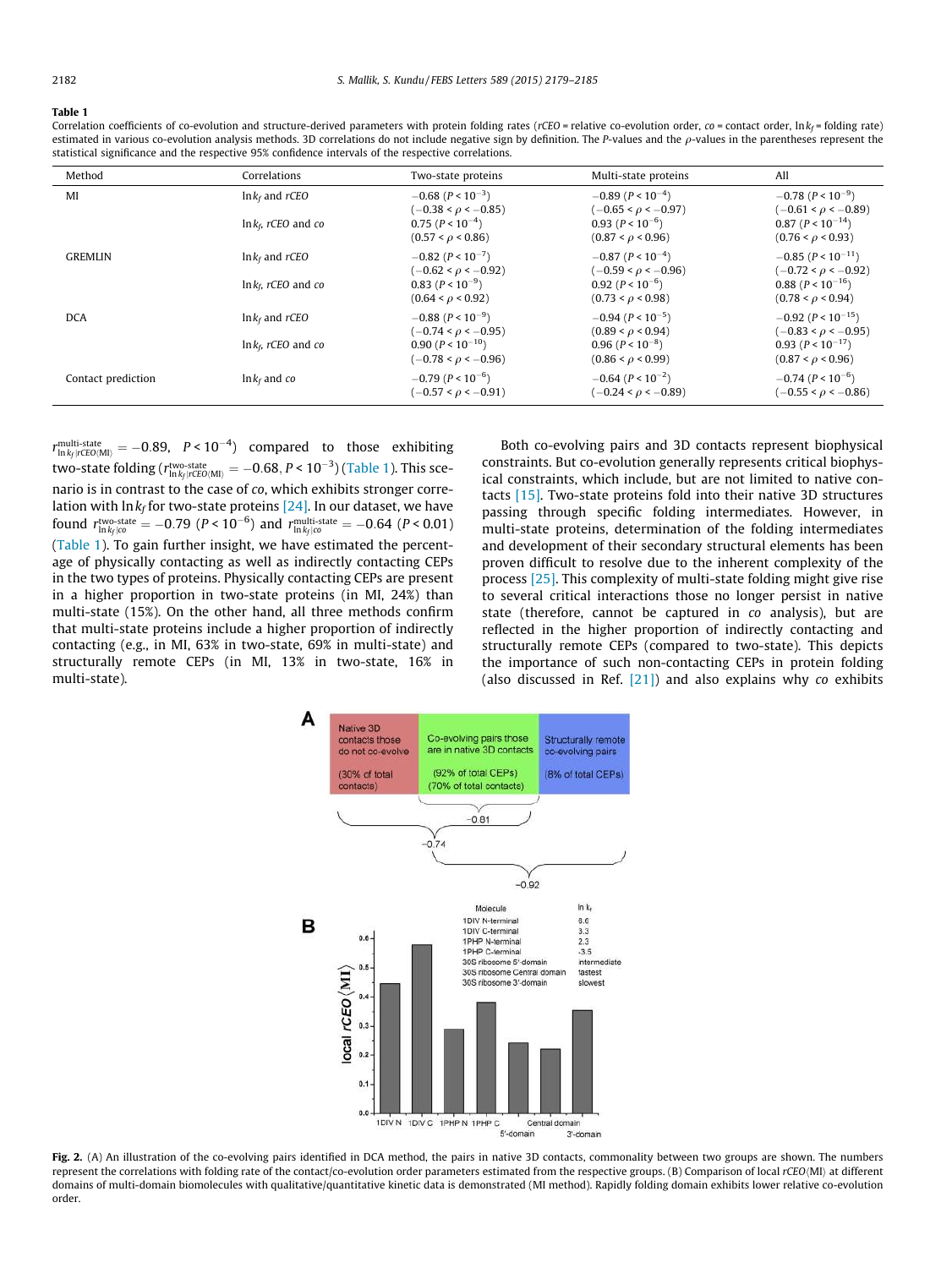**Table 1**

Correlation coefficients of co-evolution and structure-derived parameters with protein folding rates (*rCEO* = relative co-evolution order, *co* = contact order, $\ln k_f$ = folding rate) estimated in various co-evolution analysis methods. 3D correlations do not include negative sign by definition. The *P*-values and the *ρ*-values in the parentheses represent the statistical significance and the respective 95% confidence intervals of the respective correlations.

| Method | Correlations | Two-state proteins | Multi-state proteins | All |
|---|---|---|---|---|
| MI | $\ln k_f$ and *rCEO* | $-0.68$ ($P < 10^{-3}$) ($-0.38 < \rho < -0.85$) | $-0.89$ ($P < 10^{-4}$) ($-0.65 < \rho < -0.97$) | $-0.78$ ($P < 10^{-9}$) ($-0.61 < \rho < -0.89$) |
| | $\ln k_f$, *rCEO* and *co* | 0.75 ($P < 10^{-4}$) ($0.57 < \rho < 0.86$) | 0.93 ($P < 10^{-6}$) ($0.87 < \rho < 0.96$) | 0.87 ($P < 10^{-14}$) ($0.76 < \rho < 0.93$) |
| GREMLIN | $\ln k_f$ and *rCEO* | $-0.82$ ($P < 10^{-7}$) ($-0.62 < \rho < -0.92$) | $-0.87$ ($P < 10^{-4}$) ($-0.59 < \rho < -0.96$) | $-0.85$ ($P < 10^{-11}$) ($-0.72 < \rho < -0.92$) |
| | $\ln k_f$, *rCEO* and *co* | 0.83 ($P < 10^{-9}$) ($0.64 < \rho < 0.92$) | 0.92 ($P < 10^{-6}$) ($0.73 < \rho < 0.98$) | 0.88 ($P < 10^{-16}$) ($0.78 < \rho < 0.94$) |
| DCA | $\ln k_f$ and *rCEO* | $-0.88$ ($P < 10^{-9}$) ($-0.74 < \rho < -0.95$) | $-0.94$ ($P < 10^{-5}$) ($0.89 < \rho < 0.94$) | $-0.92$ ($P < 10^{-15}$) ($-0.83 < \rho < -0.95$) |
| | $\ln k_f$, *rCEO* and *co* | 0.90 ($P < 10^{-10}$) ($-0.78 < \rho < -0.96$) | 0.96 ($P < 10^{-8}$) ($0.86 < \rho < 0.99$) | 0.93 ($P < 10^{-17}$) ($0.87 < \rho < 0.96$) |
| Contact prediction | $\ln k_f$ and *co* | $-0.79$ ($P < 10^{-6}$) ($-0.57 < \rho < -0.91$) | $-0.64$ ($P < 10^{-2}$) ($-0.24 < \rho < -0.89$) | $-0.74$ ($P < 10^{-6}$) ($-0.55 < \rho < -0.86$) |

$r^{\text{multi-state}}_{\ln k_f|rCEO(\text{MI})} = -0.89$, $P < 10^{-4}$) compared to those exhibiting two-state folding ($r^{\text{two-state}}_{\ln k_f|rCEO(\text{MI})} = -0.68$, $P < 10^{-3}$) (Table 1). This scenario is in contrast to the case of *co*, which exhibits stronger correlation with $\ln k_f$ for two-state proteins [24]. In our dataset, we have found $r^{\text{two-state}}_{\ln k_f|co} = -0.79$ ($P < 10^{-6}$) and $r^{\text{multi-state}}_{\ln k_f|co} = -0.64$ ($P < 0.01$) (Table 1). To gain further insight, we have estimated the percentage of physically contacting as well as indirectly contacting CEPs in the two types of proteins. Physically contacting CEPs are present in a higher proportion in two-state proteins (in MI, 24%) than multi-state (15%). On the other hand, all three methods confirm that multi-state proteins include a higher proportion of indirectly contacting (e.g., in MI, 63% in two-state, 69% in multi-state) and structurally remote CEPs (in MI, 13% in two-state, 16% in multi-state).

Both co-evolving pairs and 3D contacts represent biophysical constraints. But co-evolution generally represents critical biophysical constraints, which include, but are not limited to native contacts [15]. Two-state proteins fold into their native 3D structures passing through specific folding intermediates. However, in multi-state proteins, determination of the folding intermediates and development of their secondary structural elements has been proven difficult to resolve due to the inherent complexity of the process [25]. This complexity of multi-state folding might give rise to several critical interactions those no longer persist in native state (therefore, cannot be captured in *co* analysis), but are reflected in the higher proportion of indirectly contacting and structurally remote CEPs (compared to two-state). This depicts the importance of such non-contacting CEPs in protein folding (also discussed in Ref. [21]) and also explains why *co* exhibits

A

Native 3D contacts those do not co-evolve (30% of total contacts)

Co-evolving pairs those are in native 3D contacts (92% of total CEPs) (70% of total contacts)

Structurally remote co-evolving pairs (8% of total CEPs)

-0.81

-0.74

-0.92

B

local rCEO(MI)

0.0
0.1
0.2
0.3
0.4
0.5
0.6

1DIV N
1DIV C
1PHP N
1PHP C
5'-domain
Central domain
3'-domain

Molecule | ln $k_f$
1DIV N-terminal 6.6
1DIV C-terminal 3.3
1PHP N-terminal 2.3
1PHP C-terminal -3.5
30S ribosome 5'-domain intermediate
30S ribosome Central domain fastest
30S ribosome 3'-domain slowest

**Fig. 2.** (A) An illustration of the co-evolving pairs identified in DCA method, the pairs in native 3D contacts, commonality between two groups are shown. The numbers represent the correlations with folding rate of the contact/co-evolution order parameters estimated from the respective groups. (B) Comparison of local *rCEO*(MI) at different domains of multi-domain biomolecules with qualitative/quantitative kinetic data is demonstrated (MI method). Rapidly folding domain exhibits lower relative co-evolution order.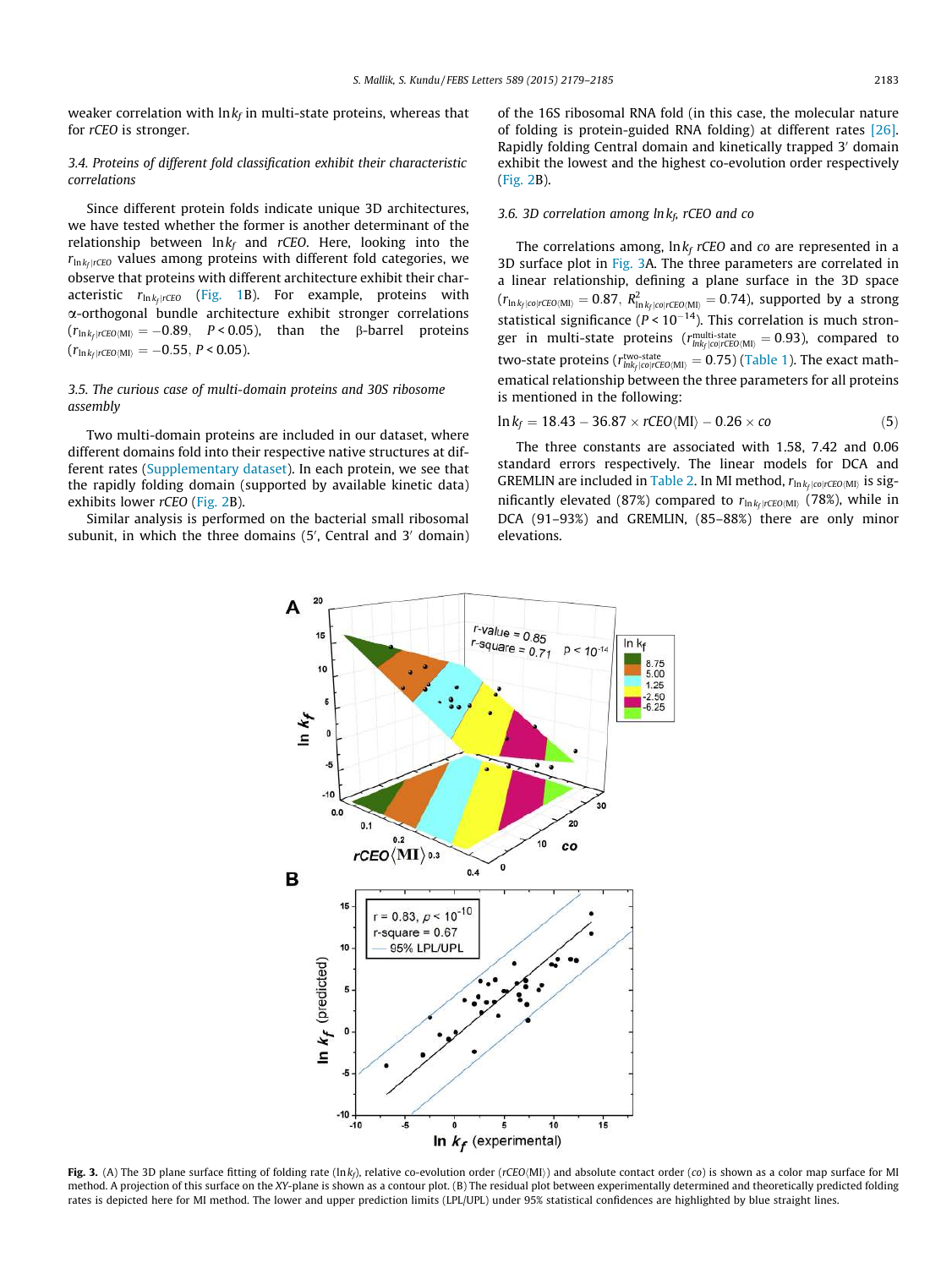weaker correlation with $\ln k_f$ in multi-state proteins, whereas that for *rCEO* is stronger.

### 3.4. Proteins of different fold classification exhibit their characteristic correlations

Since different protein folds indicate unique 3D architectures, we have tested whether the former is another determinant of the relationship between $\ln k_f$ and *rCEO*. Here, looking into the $r_{\ln k_f|rCEO}$ values among proteins with different fold categories, we observe that proteins with different architecture exhibit their characteristic $r_{\ln k_f|rCEO}$ (Fig. 1B). For example, proteins with α-orthogonal bundle architecture exhibit stronger correlations ($r_{\ln k_f|rCEO\langle MI\rangle} = -0.89$, $P < 0.05$), than the β-barrel proteins ($r_{\ln k_f|rCEO\langle MI\rangle} = -0.55$, $P < 0.05$).

### 3.5. The curious case of multi-domain proteins and 30S ribosome assembly

Two multi-domain proteins are included in our dataset, where different domains fold into their respective native structures at different rates (Supplementary dataset). In each protein, we see that the rapidly folding domain (supported by available kinetic data) exhibits lower *rCEO* (Fig. 2B).

Similar analysis is performed on the bacterial small ribosomal subunit, in which the three domains (5′, Central and 3′ domain) of the 16S ribosomal RNA fold (in this case, the molecular nature of folding is protein-guided RNA folding) at different rates [26]. Rapidly folding Central domain and kinetically trapped 3′ domain exhibit the lowest and the highest co-evolution order respectively (Fig. 2B).

### 3.6. 3D correlation among $\ln k_f$, rCEO and co

The correlations among, $\ln k_f$ *rCEO* and *co* are represented in a 3D surface plot in Fig. 3A. The three parameters are correlated in a linear relationship, defining a plane surface in the 3D space ($r_{\ln k_f|co|rCEO\langle MI\rangle} = 0.87$, $R^2_{\ln k_f|co|rCEO\langle MI\rangle} = 0.74$), supported by a strong statistical significance ($P < 10^{-14}$). This correlation is much stronger in multi-state proteins ($r^{\text{multi-state}}_{\ln k_f|co|rCEO\langle MI\rangle} = 0.93$), compared to two-state proteins ($r^{\text{two-state}}_{\ln k_f|co|rCEO\langle MI\rangle} = 0.75$) (Table 1). The exact mathematical relationship between the three parameters for all proteins is mentioned in the following:

$$\ln k_f = 18.43 - 36.87 \times rCEO\langle MI\rangle - 0.26 \times co \tag{5}$$

The three constants are associated with 1.58, 7.42 and 0.06 standard errors respectively. The linear models for DCA and GREMLIN are included in Table 2. In MI method, $r_{\ln k_f|co|rCEO\langle MI\rangle}$ is significantly elevated (87%) compared to $r_{\ln k_f|rCEO\langle MI\rangle}$ (78%), while in DCA (91–93%) and GREMLIN, (85–88%) there are only minor elevations.

A
r-value = 0.85
r-square = 0.71
p < 10^-14
ln kf
8.75
5.00
1.25
-2.50
-6.25
ln kf
rCEO⟨MI⟩
co

B
r = 0.83, p < 10^-10
r-square = 0.67
95% LPL/UPL
ln kf (predicted)
ln kf (experimental)

**Fig. 3.** (A) The 3D plane surface fitting of folding rate ($\ln k_f$), relative co-evolution order ($rCEO\langle MI\rangle$) and absolute contact order ($co$) is shown as a color map surface for MI method. A projection of this surface on the XY-plane is shown as a contour plot. (B) The residual plot between experimentally determined and theoretically predicted folding rates is depicted here for MI method. The lower and upper prediction limits (LPL/UPL) under 95% statistical confidences are highlighted by blue straight lines.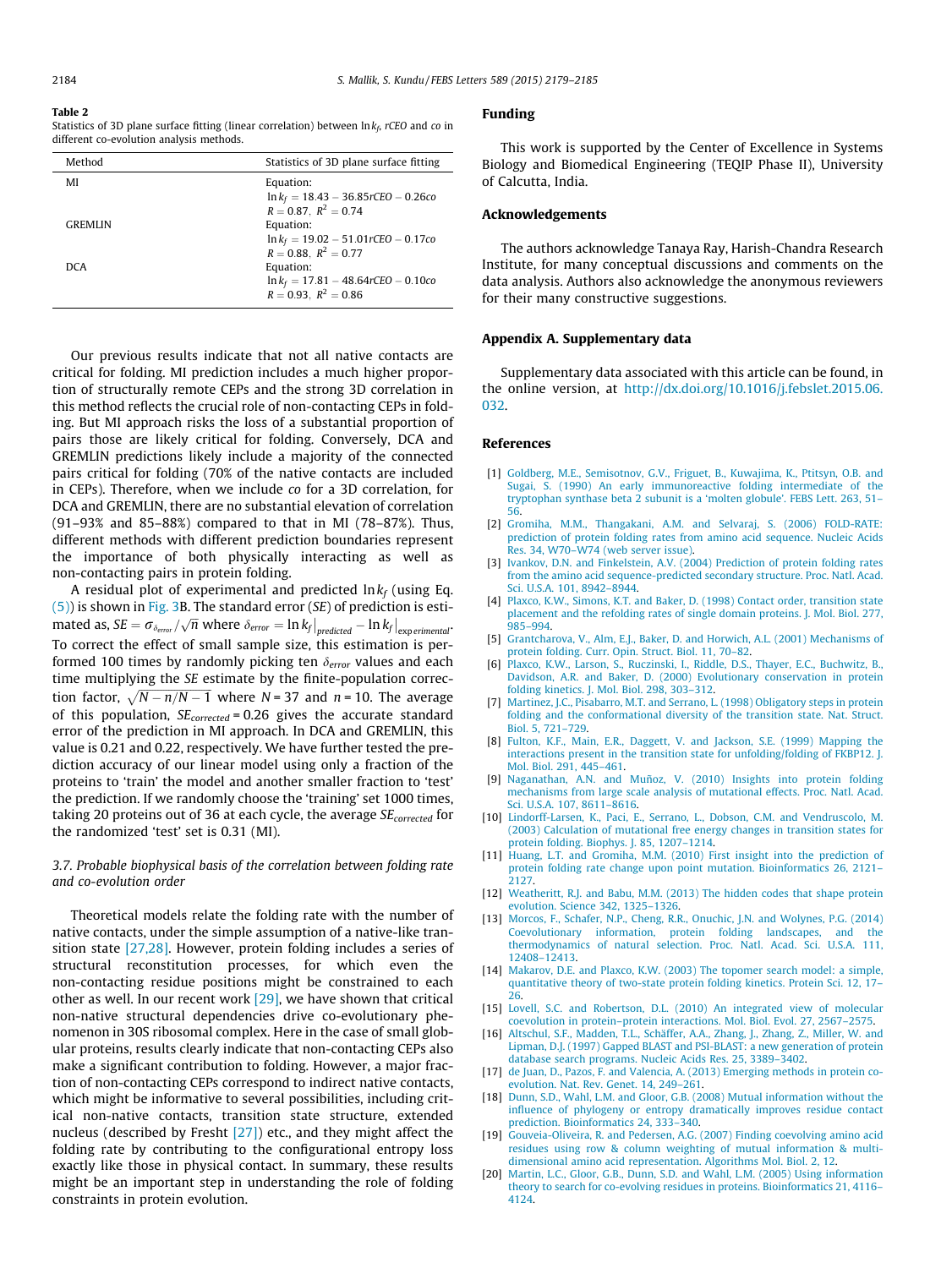**Table 2**
Statistics of 3D plane surface fitting (linear correlation) between $\ln k_f$, *rCEO* and *co* in different co-evolution analysis methods.

| Method | Statistics of 3D plane surface fitting |
|---|---|
| MI | Equation: $\ln k_f = 18.43 - 36.85rCEO - 0.26co$ $R = 0.87,\ R^2 = 0.74$ |
| GREMLIN | Equation: $\ln k_f = 19.02 - 51.01rCEO - 0.17co$ $R = 0.88,\ R^2 = 0.77$ |
| DCA | Equation: $\ln k_f = 17.81 - 48.64rCEO - 0.10co$ $R = 0.93,\ R^2 = 0.86$ |

Our previous results indicate that not all native contacts are critical for folding. MI prediction includes a much higher proportion of structurally remote CEPs and the strong 3D correlation in this method reflects the crucial role of non-contacting CEPs in folding. But MI approach risks the loss of a substantial proportion of pairs those are likely critical for folding. Conversely, DCA and GREMLIN predictions likely include a majority of the connected pairs critical for folding (70% of the native contacts are included in CEPs). Therefore, when we include *co* for a 3D correlation, for DCA and GREMLIN, there are no substantial elevation of correlation (91–93% and 85–88%) compared to that in MI (78–87%). Thus, different methods with different prediction boundaries represent the importance of both physically interacting as well as non-contacting pairs in protein folding.

A residual plot of experimental and predicted $\ln k_f$ (using Eq. (5)) is shown in Fig. 3B. The standard error (*SE*) of prediction is estimated as, $SE = \sigma_{\delta_{error}}/\sqrt{n}$ where $\delta_{error} = \ln k_f|_{predicted} - \ln k_f|_{experimental}$. To correct the effect of small sample size, this estimation is performed 100 times by randomly picking ten $\delta_{error}$ values and each time multiplying the *SE* estimate by the finite-population correction factor, $\sqrt{N-n/N-1}$ where $N = 37$ and $n = 10$. The average of this population, $SE_{corrected} = 0.26$ gives the accurate standard error of the prediction in MI approach. In DCA and GREMLIN, this value is 0.21 and 0.22, respectively. We have further tested the prediction accuracy of our linear model using only a fraction of the proteins to 'train' the model and another smaller fraction to 'test' the prediction. If we randomly choose the 'training' set 1000 times, taking 20 proteins out of 36 at each cycle, the average $SE_{corrected}$ for the randomized 'test' set is 0.31 (MI).

### 3.7. Probable biophysical basis of the correlation between folding rate and co-evolution order

Theoretical models relate the folding rate with the number of native contacts, under the simple assumption of a native-like transition state [27,28]. However, protein folding includes a series of structural reconstitution processes, for which even the non-contacting residue positions might be constrained to each other as well. In our recent work [29], we have shown that critical non-native structural dependencies drive co-evolutionary phenomenon in 30S ribosomal complex. Here in the case of small globular proteins, results clearly indicate that non-contacting CEPs also make a significant contribution to folding. However, a major fraction of non-contacting CEPs correspond to indirect native contacts, which might be informative to several possibilities, including critical non-native contacts, transition state structure, extended nucleus (described by Fresht [27]) etc., and they might affect the folding rate by contributing to the configurational entropy loss exactly like those in physical contact. In summary, these results might be an important step in understanding the role of folding constraints in protein evolution.

## Funding

This work is supported by the Center of Excellence in Systems Biology and Biomedical Engineering (TEQIP Phase II), University of Calcutta, India.

## Acknowledgements

The authors acknowledge Tanaya Ray, Harish-Chandra Research Institute, for many conceptual discussions and comments on the data analysis. Authors also acknowledge the anonymous reviewers for their many constructive suggestions.

## Appendix A. Supplementary data

Supplementary data associated with this article can be found, in the online version, at http://dx.doi.org/10.1016/j.febslet.2015.06.032.

## References

[1] Goldberg, M.E., Semisotnov, G.V., Friguet, B., Kuwajima, K., Ptitsyn, O.B. and Sugai, S. (1990) An early immunoreactive folding intermediate of the tryptophan synthase beta 2 subunit is a 'molten globule'. FEBS Lett. 263, 51–56.

[2] Gromiha, M.M., Thangakani, A.M. and Selvaraj, S. (2006) FOLD-RATE: prediction of protein folding rates from amino acid sequence. Nucleic Acids Res. 34, W70–W74 (web server issue).

[3] Ivankov, D.N. and Finkelstein, A.V. (2004) Prediction of protein folding rates from the amino acid sequence-predicted secondary structure. Proc. Natl. Acad. Sci. U.S.A. 101, 8942–8944.

[4] Plaxco, K.W., Simons, K.T. and Baker, D. (1998) Contact order, transition state placement and the refolding rates of single domain proteins. J. Mol. Biol. 277, 985–994.

[5] Grantcharova, V., Alm, E.J., Baker, D. and Horwich, A.L. (2001) Mechanisms of protein folding. Curr. Opin. Struct. Biol. 11, 70–82.

[6] Plaxco, K.W., Larson, S., Ruczinski, I., Riddle, D.S., Thayer, E.C., Buchwitz, B., Davidson, A.R. and Baker, D. (2000) Evolutionary conservation in protein folding kinetics. J. Mol. Biol. 298, 303–312.

[7] Martinez, J.C., Pisabarro, M.T. and Serrano, L. (1998) Obligatory steps in protein folding and the conformational diversity of the transition state. Nat. Struct. Biol. 5, 721–729.

[8] Fulton, K.F., Main, E.R., Daggett, V. and Jackson, S.E. (1999) Mapping the interactions present in the transition state for unfolding/folding of FKBP12. J. Mol. Biol. 291, 445–461.

[9] Naganathan, A.N. and Muñoz, V. (2010) Insights into protein folding mechanisms from large scale analysis of mutational effects. Proc. Natl. Acad. Sci. U.S.A. 107, 8611–8616.

[10] Lindorff-Larsen, K., Paci, E., Serrano, L., Dobson, C.M. and Vendruscolo, M. (2003) Calculation of mutational free energy changes in transition states for protein folding. Biophys. J. 85, 1207–1214.

[11] Huang, L.T. and Gromiha, M.M. (2010) First insight into the prediction of protein folding rate change upon point mutation. Bioinformatics 26, 2121–2127.

[12] Weatheritt, R.J. and Babu, M.M. (2013) The hidden codes that shape protein evolution. Science 342, 1325–1326.

[13] Morcos, F., Schafer, N.P., Cheng, R.R., Onuchic, J.N. and Wolynes, P.G. (2014) Coevolutionary information, protein folding landscapes, and the thermodynamics of natural selection. Proc. Natl. Acad. Sci. U.S.A. 111, 12408–12413.

[14] Makarov, D.E. and Plaxco, K.W. (2003) The topomer search model: a simple, quantitative theory of two-state protein folding kinetics. Protein Sci. 12, 17–26.

[15] Lovell, S.C. and Robertson, D.L. (2010) An integrated view of molecular coevolution in protein–protein interactions. Mol. Biol. Evol. 27, 2567–2575.

[16] Altschul, S.F., Madden, T.L., Schäffer, A.A., Zhang, J., Zhang, Z., Miller, W. and Lipman, D.J. (1997) Gapped BLAST and PSI-BLAST: a new generation of protein database search programs. Nucleic Acids Res. 25, 3389–3402.

[17] de Juan, D., Pazos, F. and Valencia, A. (2013) Emerging methods in protein co-evolution. Nat. Rev. Genet. 14, 249–261.

[18] Dunn, S.D., Wahl, L.M. and Gloor, G.B. (2008) Mutual information without the influence of phylogeny or entropy dramatically improves residue contact prediction. Bioinformatics 24, 333–340.

[19] Gouveia-Oliveira, R. and Pedersen, A.G. (2007) Finding coevolving amino acid residues using row & column weighting of mutual information & multi-dimensional amino acid representation. Algorithms Mol. Biol. 2, 12.

[20] Martin, L.C., Gloor, G.B., Dunn, S.D. and Wahl, L.M. (2005) Using information theory to search for co-evolving residues in proteins. Bioinformatics 21, 4116–4124.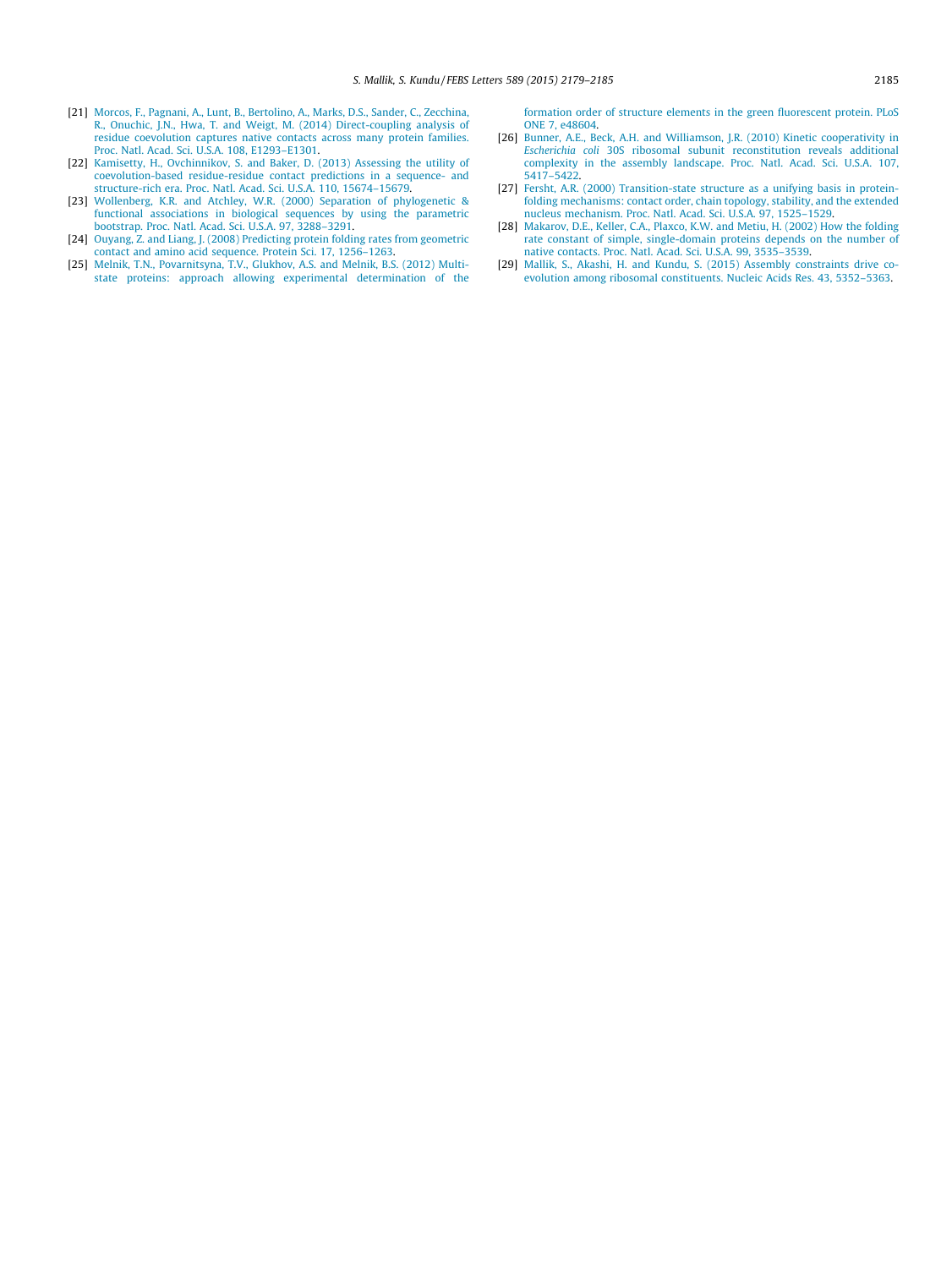[21] Morcos, F., Pagnani, A., Lunt, B., Bertolino, A., Marks, D.S., Sander, C., Zecchina, R., Onuchic, J.N., Hwa, T. and Weigt, M. (2014) Direct-coupling analysis of residue coevolution captures native contacts across many protein families. Proc. Natl. Acad. Sci. U.S.A. 108, E1293–E1301.

[22] Kamisetty, H., Ovchinnikov, S. and Baker, D. (2013) Assessing the utility of coevolution-based residue-residue contact predictions in a sequence- and structure-rich era. Proc. Natl. Acad. Sci. U.S.A. 110, 15674–15679.

[23] Wollenberg, K.R. and Atchley, W.R. (2000) Separation of phylogenetic & functional associations in biological sequences by using the parametric bootstrap. Proc. Natl. Acad. Sci. U.S.A. 97, 3288–3291.

[24] Ouyang, Z. and Liang, J. (2008) Predicting protein folding rates from geometric contact and amino acid sequence. Protein Sci. 17, 1256–1263.

[25] Melnik, T.N., Povarnitsyna, T.V., Glukhov, A.S. and Melnik, B.S. (2012) Multi-state proteins: approach allowing experimental determination of the formation order of structure elements in the green fluorescent protein. PLoS ONE 7, e48604.

[26] Bunner, A.E., Beck, A.H. and Williamson, J.R. (2010) Kinetic cooperativity in *Escherichia coli* 30S ribosomal subunit reconstitution reveals additional complexity in the assembly landscape. Proc. Natl. Acad. Sci. U.S.A. 107, 5417–5422.

[27] Fersht, A.R. (2000) Transition-state structure as a unifying basis in protein-folding mechanisms: contact order, chain topology, stability, and the extended nucleus mechanism. Proc. Natl. Acad. Sci. U.S.A. 97, 1525–1529.

[28] Makarov, D.E., Keller, C.A., Plaxco, K.W. and Metiu, H. (2002) How the folding rate constant of simple, single-domain proteins depends on the number of native contacts. Proc. Natl. Acad. Sci. U.S.A. 99, 3535–3539.

[29] Mallik, S., Akashi, H. and Kundu, S. (2015) Assembly constraints drive co-evolution among ribosomal constituents. Nucleic Acids Res. 43, 5352–5363.